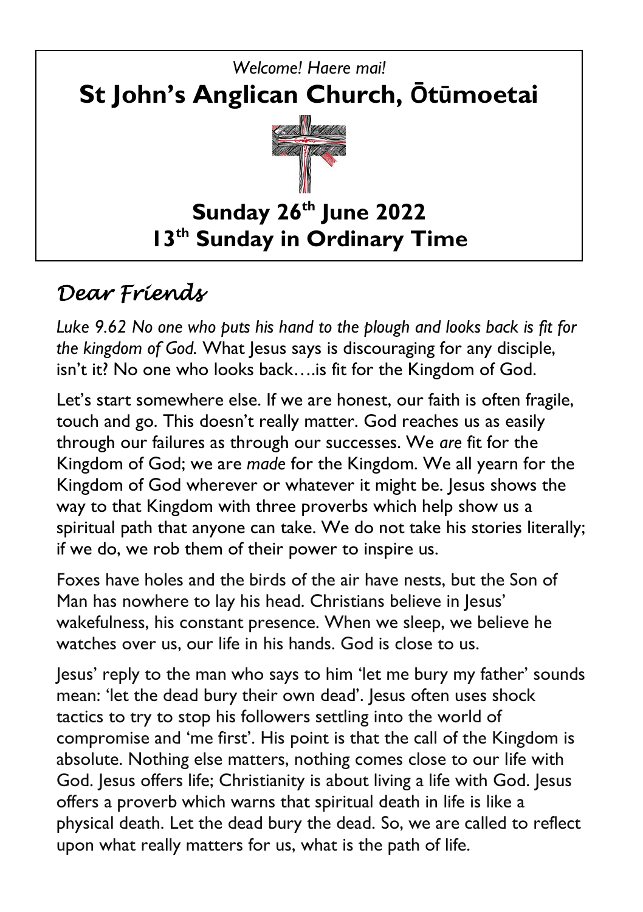*Welcome! Haere mai!*

# St John's Anglican Church, Ōtūmoetai

## Sunday 26th June 2022
## 13th Sunday in Ordinary Time

# *Dear Friends*

*Luke 9.62 No one who puts his hand to the plough and looks back is fit for the kingdom of God.* What Jesus says is discouraging for any disciple, isn't it? No one who looks back….is fit for the Kingdom of God.

Let's start somewhere else. If we are honest, our faith is often fragile, touch and go. This doesn't really matter. God reaches us as easily through our failures as through our successes. We *are* fit for the Kingdom of God; we are *made* for the Kingdom. We all yearn for the Kingdom of God wherever or whatever it might be. Jesus shows the way to that Kingdom with three proverbs which help show us a spiritual path that anyone can take. We do not take his stories literally; if we do, we rob them of their power to inspire us.

Foxes have holes and the birds of the air have nests, but the Son of Man has nowhere to lay his head. Christians believe in Jesus' wakefulness, his constant presence. When we sleep, we believe he watches over us, our life in his hands. God is close to us.

Jesus' reply to the man who says to him 'let me bury my father' sounds mean: 'let the dead bury their own dead'. Jesus often uses shock tactics to try to stop his followers settling into the world of compromise and 'me first'. His point is that the call of the Kingdom is absolute. Nothing else matters, nothing comes close to our life with God. Jesus offers life; Christianity is about living a life with God. Jesus offers a proverb which warns that spiritual death in life is like a physical death. Let the dead bury the dead. So, we are called to reflect upon what really matters for us, what is the path of life.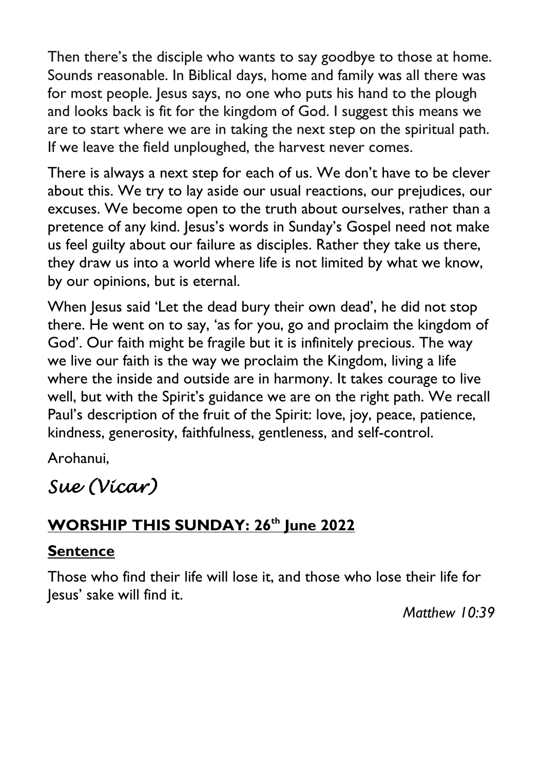Then there's the disciple who wants to say goodbye to those at home. Sounds reasonable. In Biblical days, home and family was all there was for most people. Jesus says, no one who puts his hand to the plough and looks back is fit for the kingdom of God. I suggest this means we are to start where we are in taking the next step on the spiritual path. If we leave the field unploughed, the harvest never comes.

There is always a next step for each of us. We don't have to be clever about this. We try to lay aside our usual reactions, our prejudices, our excuses. We become open to the truth about ourselves, rather than a pretence of any kind. Jesus's words in Sunday's Gospel need not make us feel guilty about our failure as disciples. Rather they take us there, they draw us into a world where life is not limited by what we know, by our opinions, but is eternal.

When Jesus said 'Let the dead bury their own dead', he did not stop there. He went on to say, 'as for you, go and proclaim the kingdom of God'. Our faith might be fragile but it is infinitely precious. The way we live our faith is the way we proclaim the Kingdom, living a life where the inside and outside are in harmony. It takes courage to live well, but with the Spirit's guidance we are on the right path. We recall Paul's description of the fruit of the Spirit: love, joy, peace, patience, kindness, generosity, faithfulness, gentleness, and self-control.

Arohanui,

*Sue (Vicar)*

## **WORSHIP THIS SUNDAY: 26th June 2022**

### **Sentence**

Those who find their life will lose it, and those who lose their life for Jesus' sake will find it.

*Matthew 10:39*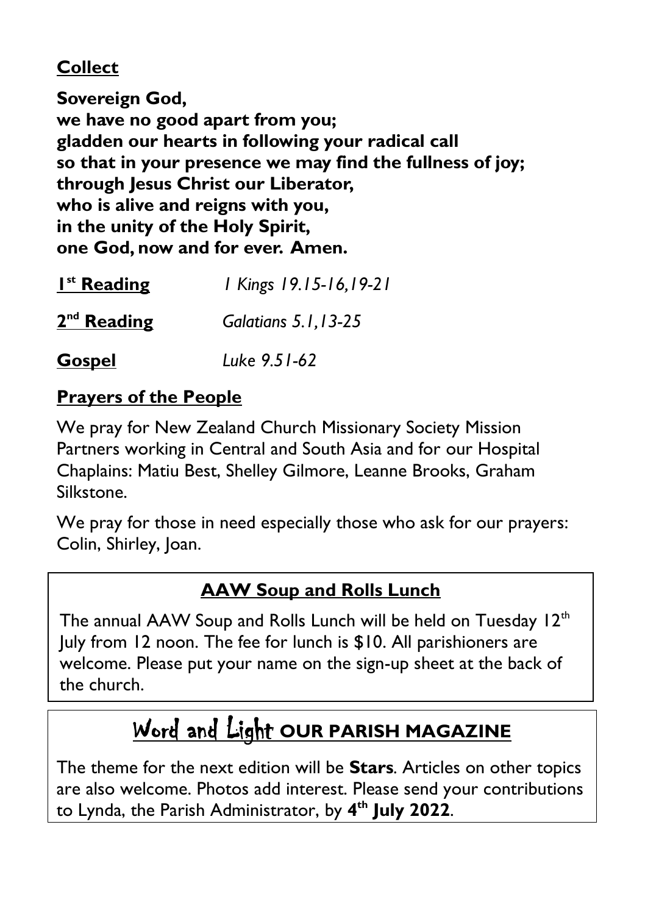## Collect

**Sovereign God,**
**we have no good apart from you;**
**gladden our hearts in following your radical call**
**so that in your presence we may find the fullness of joy;**
**through Jesus Christ our Liberator,**
**who is alive and reigns with you,**
**in the unity of the Holy Spirit,**
**one God, now and for ever. Amen.**

**1st Reading** *1 Kings 19.15-16,19-21*

**2nd Reading** *Galatians 5.1,13-25*

**Gospel** *Luke 9.51-62*

## Prayers of the People

We pray for New Zealand Church Missionary Society Mission Partners working in Central and South Asia and for our Hospital Chaplains: Matiu Best, Shelley Gilmore, Leanne Brooks, Graham Silkstone.

We pray for those in need especially those who ask for our prayers: Colin, Shirley, Joan.

## AAW Soup and Rolls Lunch

The annual AAW Soup and Rolls Lunch will be held on Tuesday 12th July from 12 noon. The fee for lunch is $10. All parishioners are welcome. Please put your name on the sign-up sheet at the back of the church.

## Word and Light OUR PARISH MAGAZINE

The theme for the next edition will be **Stars**. Articles on other topics are also welcome. Photos add interest. Please send your contributions to Lynda, the Parish Administrator, by **4th July 2022**.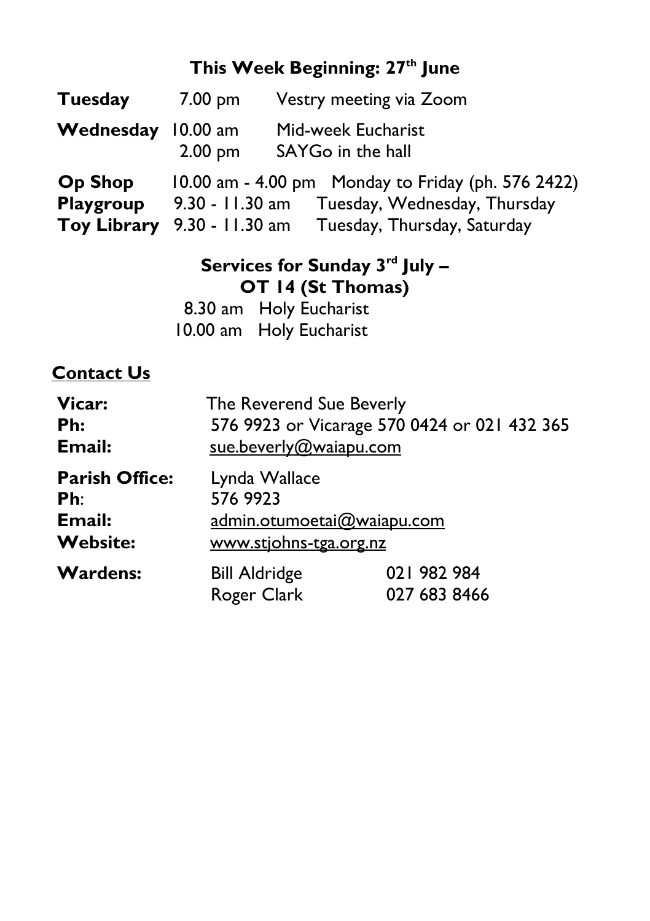## This Week Beginning: 27th June

| | | |
|---|---|---|
| **Tuesday** | 7.00 pm | Vestry meeting via Zoom |
| **Wednesday** | 10.00 am | Mid-week Eucharist |
| | 2.00 pm | SAYGo in the hall |

| | | |
|---|---|---|
| **Op Shop** | 10.00 am - 4.00 pm | Monday to Friday (ph. 576 2422) |
| **Playgroup** | 9.30 - 11.30 am | Tuesday, Wednesday, Thursday |
| **Toy Library** | 9.30 - 11.30 am | Tuesday, Thursday, Saturday |

## Services for Sunday 3rd July – OT 14 (St Thomas)

8.30 am Holy Eucharist
10.00 am Holy Eucharist

## Contact Us

| | | |
|---|---|---|
| **Vicar:** | The Reverend Sue Beverly | |
| **Ph:** | 576 9923 or Vicarage 570 0424 or 021 432 365 | |
| **Email:** | sue.beverly@waiapu.com | |
| **Parish Office:** | Lynda Wallace | |
| **Ph**: | 576 9923 | |
| **Email:** | admin.otumoetai@waiapu.com | |
| **Website:** | www.stjohns-tga.org.nz | |
| **Wardens:** | Bill Aldridge | 021 982 984 |
| | Roger Clark | 027 683 8466 |